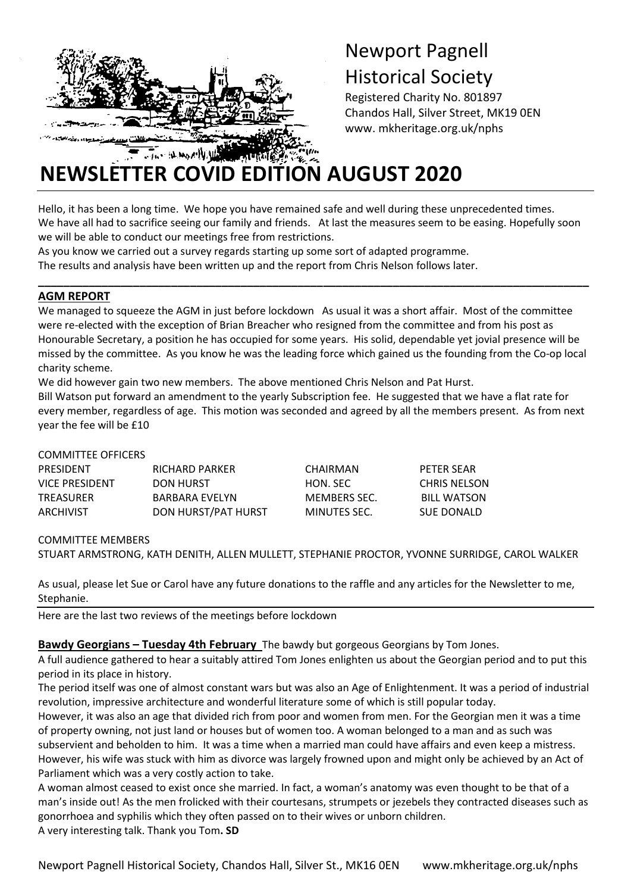# Newport Pagnell Historical Society

Registered Charity No. 801897
Chandos Hall, Silver Street, MK19 0EN
www. mkheritage.org.uk/nphs

# NEWSLETTER COVID EDITION AUGUST 2020

Hello, it has been a long time. We hope you have remained safe and well during these unprecedented times. We have all had to sacrifice seeing our family and friends. At last the measures seem to be easing. Hopefully soon we will be able to conduct our meetings free from restrictions.

As you know we carried out a survey regards starting up some sort of adapted programme.

The results and analysis have been written up and the report from Chris Nelson follows later.

---

## AGM REPORT

We managed to squeeze the AGM in just before lockdown As usual it was a short affair. Most of the committee were re-elected with the exception of Brian Breacher who resigned from the committee and from his post as Honourable Secretary, a position he has occupied for some years. His solid, dependable yet jovial presence will be missed by the committee. As you know he was the leading force which gained us the founding from the Co-op local charity scheme.

We did however gain two new members. The above mentioned Chris Nelson and Pat Hurst.

Bill Watson put forward an amendment to the yearly Subscription fee. He suggested that we have a flat rate for every member, regardless of age. This motion was seconded and agreed by all the members present. As from next year the fee will be £10

COMMITTEE OFFICERS

| | | | |
|---|---|---|---|
| PRESIDENT | RICHARD PARKER | CHAIRMAN | PETER SEAR |
| VICE PRESIDENT | DON HURST | HON. SEC | CHRIS NELSON |
| TREASURER | BARBARA EVELYN | MEMBERS SEC. | BILL WATSON |
| ARCHIVIST | DON HURST/PAT HURST | MINUTES SEC. | SUE DONALD |

COMMITTEE MEMBERS

STUART ARMSTRONG, KATH DENITH, ALLEN MULLETT, STEPHANIE PROCTOR, YVONNE SURRIDGE, CAROL WALKER

As usual, please let Sue or Carol have any future donations to the raffle and any articles for the Newsletter to me, Stephanie.

Here are the last two reviews of the meetings before lockdown

**Bawdy Georgians – Tuesday 4th February** The bawdy but gorgeous Georgians by Tom Jones.

A full audience gathered to hear a suitably attired Tom Jones enlighten us about the Georgian period and to put this period in its place in history.

The period itself was one of almost constant wars but was also an Age of Enlightenment. It was a period of industrial revolution, impressive architecture and wonderful literature some of which is still popular today.

However, it was also an age that divided rich from poor and women from men. For the Georgian men it was a time of property owning, not just land or houses but of women too. A woman belonged to a man and as such was subservient and beholden to him. It was a time when a married man could have affairs and even keep a mistress. However, his wife was stuck with him as divorce was largely frowned upon and might only be achieved by an Act of Parliament which was a very costly action to take.

A woman almost ceased to exist once she married. In fact, a woman's anatomy was even thought to be that of a man's inside out! As the men frolicked with their courtesans, strumpets or jezebels they contracted diseases such as gonorrhoea and syphilis which they often passed on to their wives or unborn children.

A very interesting talk. Thank you Tom**. SD**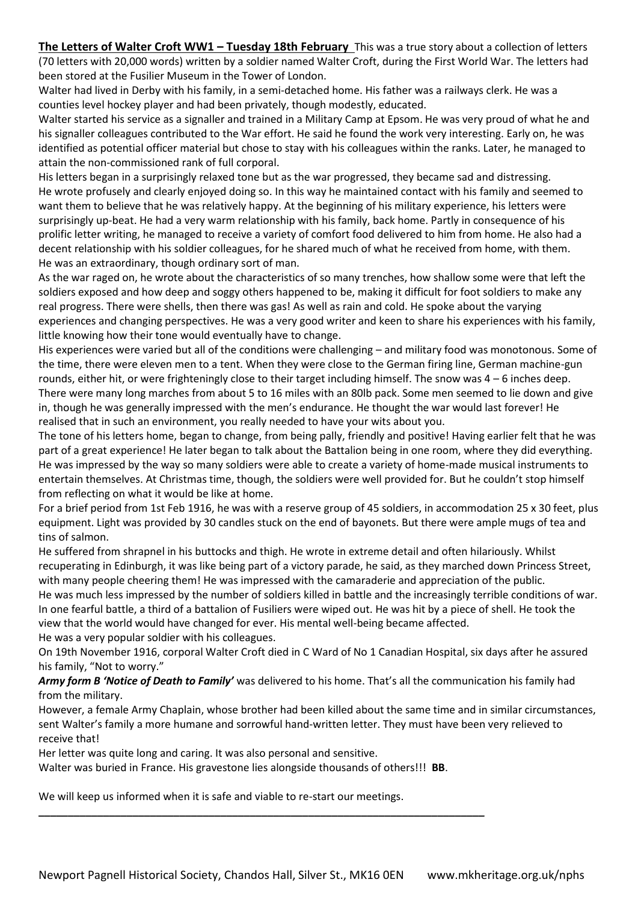**<u>The Letters of Walter Croft WW1 – Tuesday 18th February</u>** This was a true story about a collection of letters (70 letters with 20,000 words) written by a soldier named Walter Croft, during the First World War. The letters had been stored at the Fusilier Museum in the Tower of London.

Walter had lived in Derby with his family, in a semi-detached home. His father was a railways clerk. He was a counties level hockey player and had been privately, though modestly, educated.

Walter started his service as a signaller and trained in a Military Camp at Epsom. He was very proud of what he and his signaller colleagues contributed to the War effort. He said he found the work very interesting. Early on, he was identified as potential officer material but chose to stay with his colleagues within the ranks. Later, he managed to attain the non-commissioned rank of full corporal.

His letters began in a surprisingly relaxed tone but as the war progressed, they became sad and distressing. He wrote profusely and clearly enjoyed doing so. In this way he maintained contact with his family and seemed to want them to believe that he was relatively happy. At the beginning of his military experience, his letters were surprisingly up-beat. He had a very warm relationship with his family, back home. Partly in consequence of his prolific letter writing, he managed to receive a variety of comfort food delivered to him from home. He also had a decent relationship with his soldier colleagues, for he shared much of what he received from home, with them. He was an extraordinary, though ordinary sort of man.

As the war raged on, he wrote about the characteristics of so many trenches, how shallow some were that left the soldiers exposed and how deep and soggy others happened to be, making it difficult for foot soldiers to make any real progress. There were shells, then there was gas! As well as rain and cold. He spoke about the varying experiences and changing perspectives. He was a very good writer and keen to share his experiences with his family, little knowing how their tone would eventually have to change.

His experiences were varied but all of the conditions were challenging – and military food was monotonous. Some of the time, there were eleven men to a tent. When they were close to the German firing line, German machine-gun rounds, either hit, or were frighteningly close to their target including himself. The snow was 4 – 6 inches deep. There were many long marches from about 5 to 16 miles with an 80lb pack. Some men seemed to lie down and give in, though he was generally impressed with the men's endurance. He thought the war would last forever! He realised that in such an environment, you really needed to have your wits about you.

The tone of his letters home, began to change, from being pally, friendly and positive! Having earlier felt that he was part of a great experience! He later began to talk about the Battalion being in one room, where they did everything. He was impressed by the way so many soldiers were able to create a variety of home-made musical instruments to entertain themselves. At Christmas time, though, the soldiers were well provided for. But he couldn't stop himself from reflecting on what it would be like at home.

For a brief period from 1st Feb 1916, he was with a reserve group of 45 soldiers, in accommodation 25 x 30 feet, plus equipment. Light was provided by 30 candles stuck on the end of bayonets. But there were ample mugs of tea and tins of salmon.

He suffered from shrapnel in his buttocks and thigh. He wrote in extreme detail and often hilariously. Whilst recuperating in Edinburgh, it was like being part of a victory parade, he said, as they marched down Princess Street, with many people cheering them! He was impressed with the camaraderie and appreciation of the public.

He was much less impressed by the number of soldiers killed in battle and the increasingly terrible conditions of war. In one fearful battle, a third of a battalion of Fusiliers were wiped out. He was hit by a piece of shell. He took the view that the world would have changed for ever. His mental well-being became affected.

He was a very popular soldier with his colleagues.

On 19th November 1916, corporal Walter Croft died in C Ward of No 1 Canadian Hospital, six days after he assured his family, "Not to worry."

***Army form B 'Notice of Death to Family'*** was delivered to his home. That's all the communication his family had from the military.

However, a female Army Chaplain, whose brother had been killed about the same time and in similar circumstances, sent Walter's family a more humane and sorrowful hand-written letter. They must have been very relieved to receive that!

Her letter was quite long and caring. It was also personal and sensitive.

Walter was buried in France. His gravestone lies alongside thousands of others!!! **BB**.

We will keep us informed when it is safe and viable to re-start our meetings.

---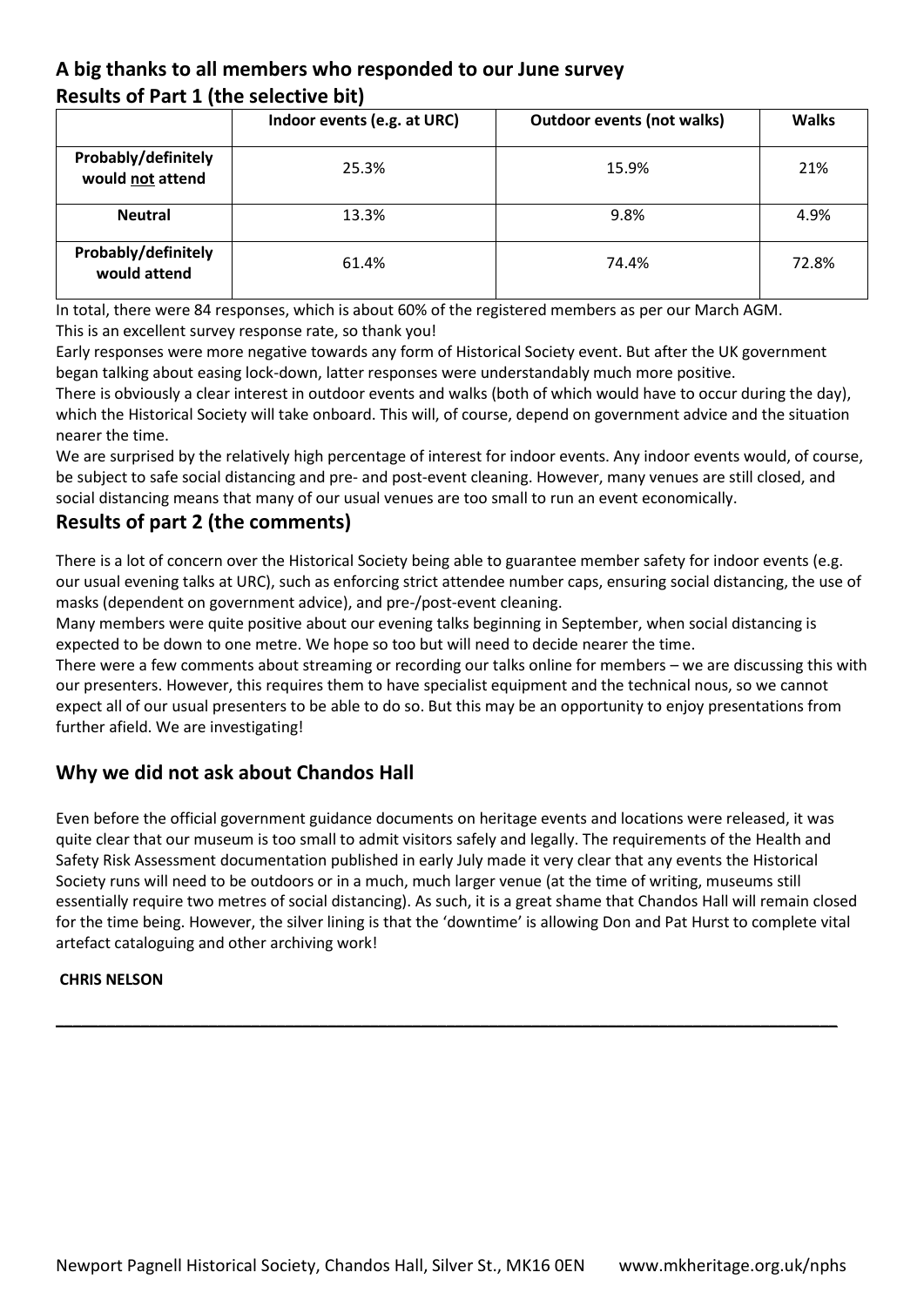## A big thanks to all members who responded to our June survey

## Results of Part 1 (the selective bit)

| | Indoor events (e.g. at URC) | Outdoor events (not walks) | Walks |
|---|---|---|---|
| **Probably/definitely would not attend** | 25.3% | 15.9% | 21% |
| **Neutral** | 13.3% | 9.8% | 4.9% |
| **Probably/definitely would attend** | 61.4% | 74.4% | 72.8% |

In total, there were 84 responses, which is about 60% of the registered members as per our March AGM. This is an excellent survey response rate, so thank you!

Early responses were more negative towards any form of Historical Society event. But after the UK government began talking about easing lock-down, latter responses were understandably much more positive.

There is obviously a clear interest in outdoor events and walks (both of which would have to occur during the day), which the Historical Society will take onboard. This will, of course, depend on government advice and the situation nearer the time.

We are surprised by the relatively high percentage of interest for indoor events. Any indoor events would, of course, be subject to safe social distancing and pre- and post-event cleaning. However, many venues are still closed, and social distancing means that many of our usual venues are too small to run an event economically.

## Results of part 2 (the comments)

There is a lot of concern over the Historical Society being able to guarantee member safety for indoor events (e.g. our usual evening talks at URC), such as enforcing strict attendee number caps, ensuring social distancing, the use of masks (dependent on government advice), and pre-/post-event cleaning.

Many members were quite positive about our evening talks beginning in September, when social distancing is expected to be down to one metre. We hope so too but will need to decide nearer the time.

There were a few comments about streaming or recording our talks online for members – we are discussing this with our presenters. However, this requires them to have specialist equipment and the technical nous, so we cannot expect all of our usual presenters to be able to do so. But this may be an opportunity to enjoy presentations from further afield. We are investigating!

## Why we did not ask about Chandos Hall

Even before the official government guidance documents on heritage events and locations were released, it was quite clear that our museum is too small to admit visitors safely and legally. The requirements of the Health and Safety Risk Assessment documentation published in early July made it very clear that any events the Historical Society runs will need to be outdoors or in a much, much larger venue (at the time of writing, museums still essentially require two metres of social distancing). As such, it is a great shame that Chandos Hall will remain closed for the time being. However, the silver lining is that the 'downtime' is allowing Don and Pat Hurst to complete vital artefact cataloguing and other archiving work!

**CHRIS NELSON**

---